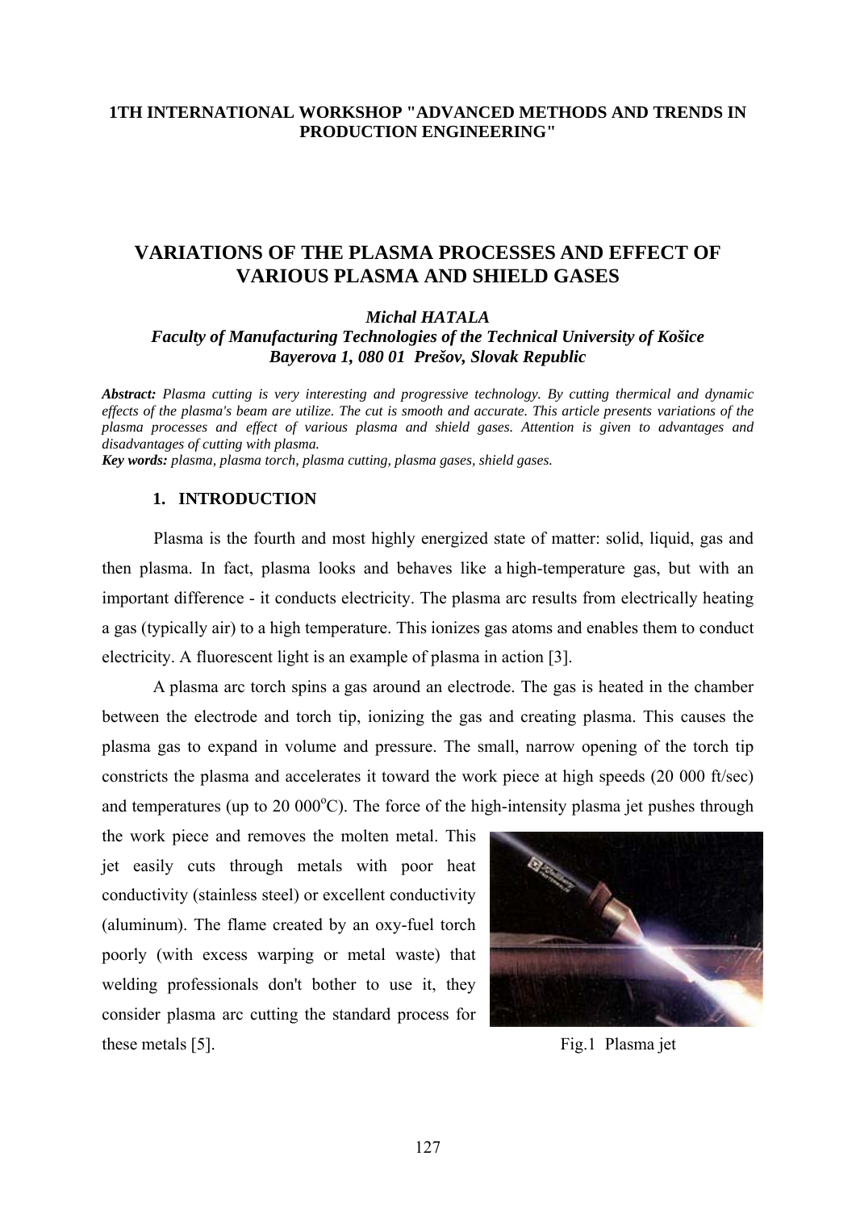**1TH INTERNATIONAL WORKSHOP "ADVANCED METHODS AND TRENDS IN PRODUCTION ENGINEERING"**

# VARIATIONS OF THE PLASMA PROCESSES AND EFFECT OF VARIOUS PLASMA AND SHIELD GASES

***Michal HATALA***
***Faculty of Manufacturing Technologies of the Technical University of Košice***
***Bayerova 1, 080 01 Prešov, Slovak Republic***

***Abstract:*** *Plasma cutting is very interesting and progressive technology. By cutting thermical and dynamic effects of the plasma's beam are utilize. The cut is smooth and accurate. This article presents variations of the plasma processes and effect of various plasma and shield gases. Attention is given to advantages and disadvantages of cutting with plasma.*
***Key words:*** *plasma, plasma torch, plasma cutting, plasma gases, shield gases.*

## 1. INTRODUCTION

Plasma is the fourth and most highly energized state of matter: solid, liquid, gas and then plasma. In fact, plasma looks and behaves like a high-temperature gas, but with an important difference - it conducts electricity. The plasma arc results from electrically heating a gas (typically air) to a high temperature. This ionizes gas atoms and enables them to conduct electricity. A fluorescent light is an example of plasma in action [3].

A plasma arc torch spins a gas around an electrode. The gas is heated in the chamber between the electrode and torch tip, ionizing the gas and creating plasma. This causes the plasma gas to expand in volume and pressure. The small, narrow opening of the torch tip constricts the plasma and accelerates it toward the work piece at high speeds (20 000 ft/sec) and temperatures (up to 20 000$^{o}$C). The force of the high-intensity plasma jet pushes through the work piece and removes the molten metal. This jet easily cuts through metals with poor heat conductivity (stainless steel) or excellent conductivity (aluminum). The flame created by an oxy-fuel torch poorly (with excess warping or metal waste) that welding professionals don't bother to use it, they consider plasma arc cutting the standard process for these metals [5].

Fig.1 Plasma jet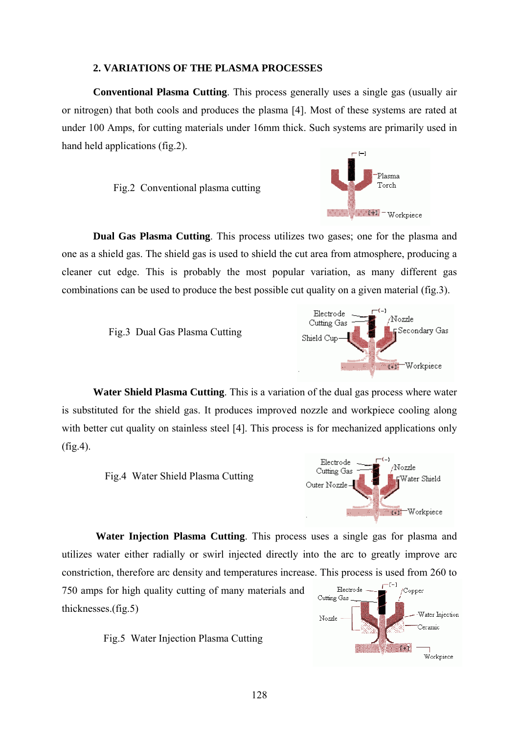## 2. VARIATIONS OF THE PLASMA PROCESSES

**Conventional Plasma Cutting**. This process generally uses a single gas (usually air or nitrogen) that both cools and produces the plasma [4]. Most of these systems are rated at under 100 Amps, for cutting materials under 16mm thick. Such systems are primarily used in hand held applications (fig.2).

Fig.2 Conventional plasma cutting

**Dual Gas Plasma Cutting**. This process utilizes two gases; one for the plasma and one as a shield gas. The shield gas is used to shield the cut area from atmosphere, producing a cleaner cut edge. This is probably the most popular variation, as many different gas combinations can be used to produce the best possible cut quality on a given material (fig.3).

Fig.3 Dual Gas Plasma Cutting

**Water Shield Plasma Cutting**. This is a variation of the dual gas process where water is substituted for the shield gas. It produces improved nozzle and workpiece cooling along with better cut quality on stainless steel [4]. This process is for mechanized applications only (fig.4).

Fig.4 Water Shield Plasma Cutting

**Water Injection Plasma Cutting**. This process uses a single gas for plasma and utilizes water either radially or swirl injected directly into the arc to greatly improve arc constriction, therefore arc density and temperatures increase. This process is used from 260 to 750 amps for high quality cutting of many materials and thicknesses.(fig.5)

Fig.5 Water Injection Plasma Cutting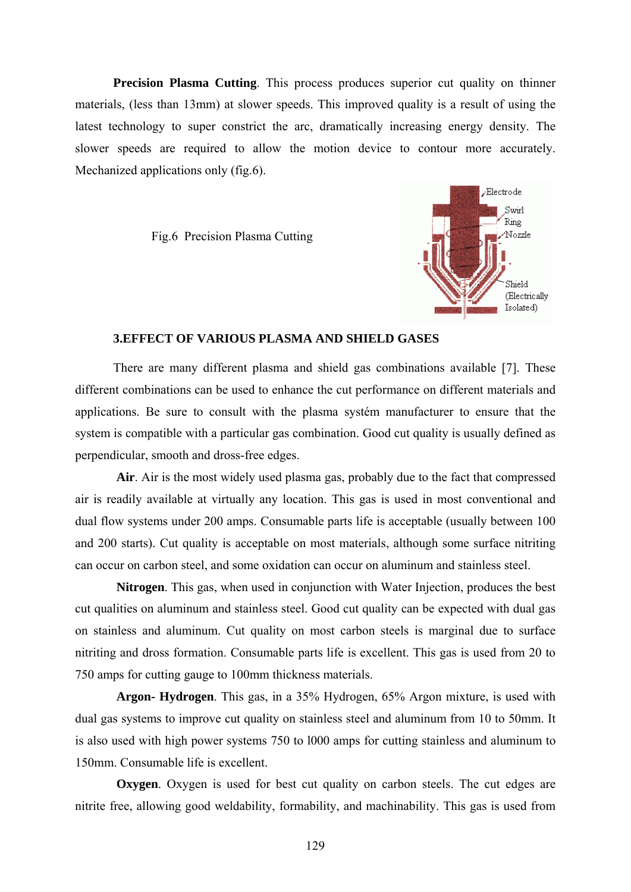**Precision Plasma Cutting**. This process produces superior cut quality on thinner materials, (less than 13mm) at slower speeds. This improved quality is a result of using the latest technology to super constrict the arc, dramatically increasing energy density. The slower speeds are required to allow the motion device to contour more accurately. Mechanized applications only (fig.6).

Fig.6 Precision Plasma Cutting

### 3.EFFECT OF VARIOUS PLASMA AND SHIELD GASES

There are many different plasma and shield gas combinations available [7]. These different combinations can be used to enhance the cut performance on different materials and applications. Be sure to consult with the plasma systém manufacturer to ensure that the system is compatible with a particular gas combination. Good cut quality is usually defined as perpendicular, smooth and dross-free edges.

**Air**. Air is the most widely used plasma gas, probably due to the fact that compressed air is readily available at virtually any location. This gas is used in most conventional and dual flow systems under 200 amps. Consumable parts life is acceptable (usually between 100 and 200 starts). Cut quality is acceptable on most materials, although some surface nitriting can occur on carbon steel, and some oxidation can occur on aluminum and stainless steel.

**Nitrogen**. This gas, when used in conjunction with Water Injection, produces the best cut qualities on aluminum and stainless steel. Good cut quality can be expected with dual gas on stainless and aluminum. Cut quality on most carbon steels is marginal due to surface nitriting and dross formation. Consumable parts life is excellent. This gas is used from 20 to 750 amps for cutting gauge to 100mm thickness materials.

**Argon- Hydrogen**. This gas, in a 35% Hydrogen, 65% Argon mixture, is used with dual gas systems to improve cut quality on stainless steel and aluminum from 10 to 50mm. It is also used with high power systems 750 to l000 amps for cutting stainless and aluminum to 150mm. Consumable life is excellent.

**Oxygen**. Oxygen is used for best cut quality on carbon steels. The cut edges are nitrite free, allowing good weldability, formability, and machinability. This gas is used from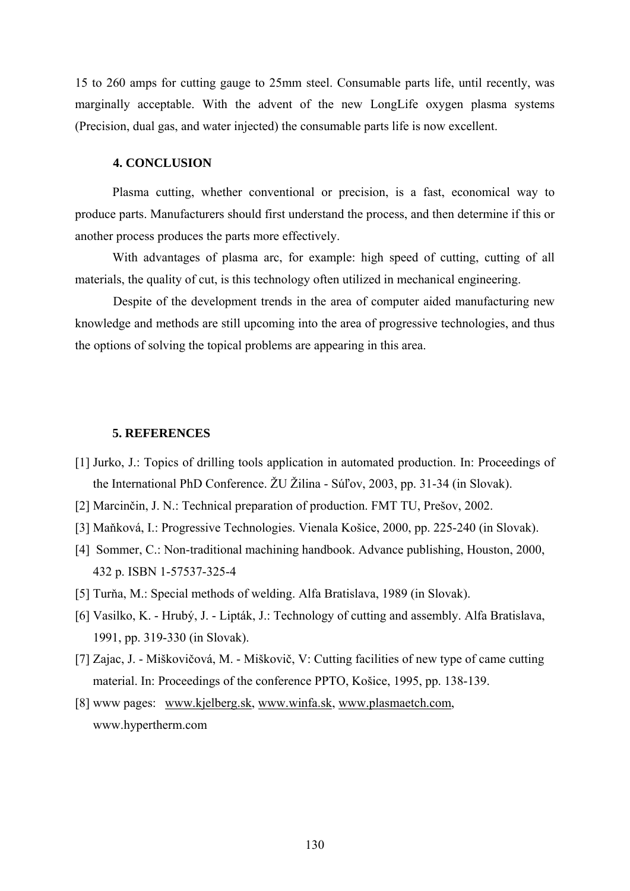15 to 260 amps for cutting gauge to 25mm steel. Consumable parts life, until recently, was marginally acceptable. With the advent of the new LongLife oxygen plasma systems (Precision, dual gas, and water injected) the consumable parts life is now excellent.

## 4. CONCLUSION

Plasma cutting, whether conventional or precision, is a fast, economical way to produce parts. Manufacturers should first understand the process, and then determine if this or another process produces the parts more effectively.

With advantages of plasma arc, for example: high speed of cutting, cutting of all materials, the quality of cut, is this technology often utilized in mechanical engineering.

Despite of the development trends in the area of computer aided manufacturing new knowledge and methods are still upcoming into the area of progressive technologies, and thus the options of solving the topical problems are appearing in this area.

## 5. REFERENCES

[1] Jurko, J.: Topics of drilling tools application in automated production. In: Proceedings of the International PhD Conference. ŽU Žilina - Súľov, 2003, pp. 31-34 (in Slovak).

[2] Marcinčin, J. N.: Technical preparation of production. FMT TU, Prešov, 2002.

[3] Maňková, I.: Progressive Technologies. Vienala Košice, 2000, pp. 225-240 (in Slovak).

[4] Sommer, C.: Non-traditional machining handbook. Advance publishing, Houston, 2000, 432 p. ISBN 1-57537-325-4

[5] Turňa, M.: Special methods of welding. Alfa Bratislava, 1989 (in Slovak).

[6] Vasilko, K. - Hrubý, J. - Lipták, J.: Technology of cutting and assembly. Alfa Bratislava, 1991, pp. 319-330 (in Slovak).

[7] Zajac, J. - Miškovičová, M. - Miškovič, V: Cutting facilities of new type of came cutting material. In: Proceedings of the conference PPTO, Košice, 1995, pp. 138-139.

[8] www pages: www.kjelberg.sk, www.winfa.sk, www.plasmaetch.com, www.hypertherm.com